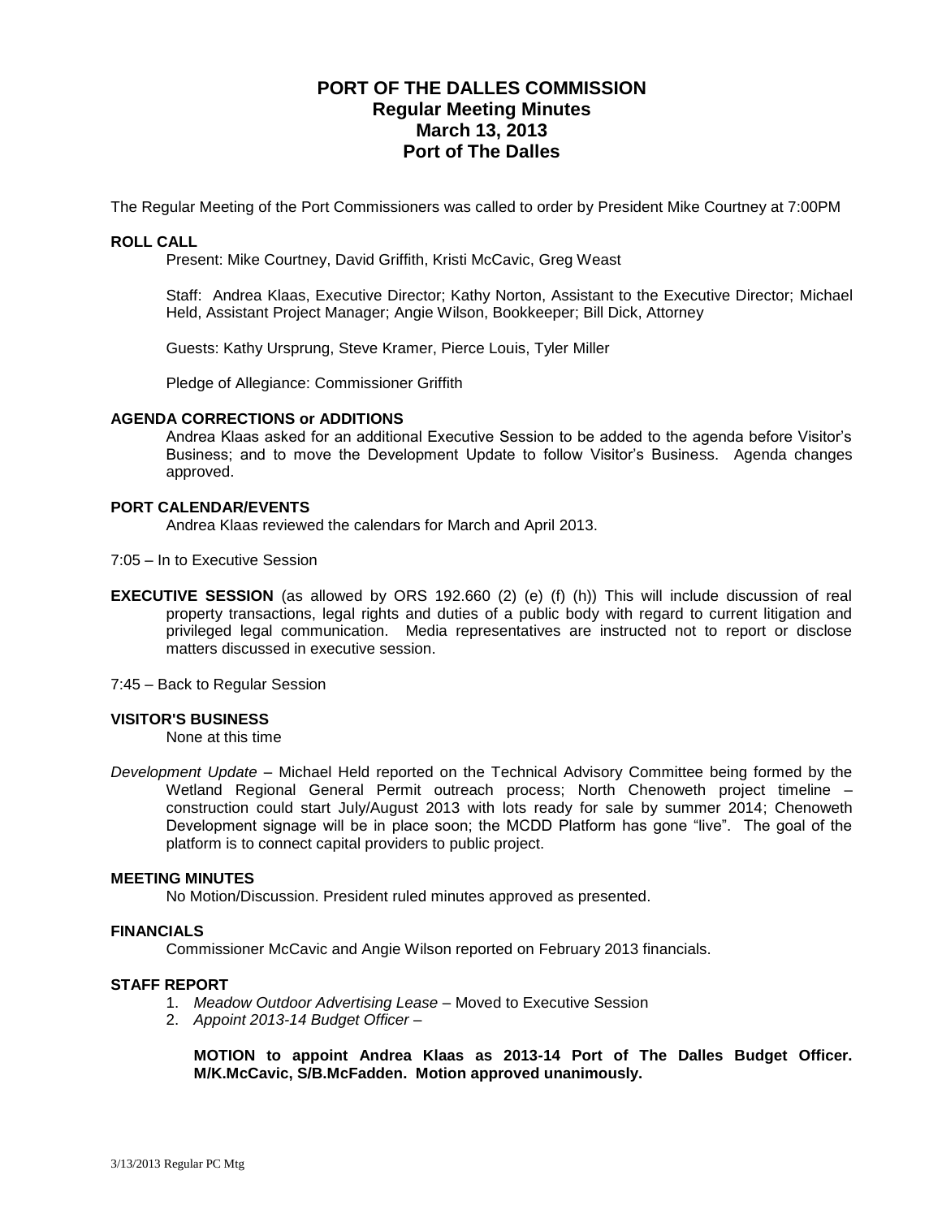# PORT OF THE DALLES COMMISSION
## Regular Meeting Minutes
## March 13, 2013
## Port of The Dalles

The Regular Meeting of the Port Commissioners was called to order by President Mike Courtney at 7:00PM

### ROLL CALL

Present: Mike Courtney, David Griffith, Kristi McCavic, Greg Weast

Staff: Andrea Klaas, Executive Director; Kathy Norton, Assistant to the Executive Director; Michael Held, Assistant Project Manager; Angie Wilson, Bookkeeper; Bill Dick, Attorney

Guests: Kathy Ursprung, Steve Kramer, Pierce Louis, Tyler Miller

Pledge of Allegiance: Commissioner Griffith

### AGENDA CORRECTIONS or ADDITIONS

Andrea Klaas asked for an additional Executive Session to be added to the agenda before Visitor's Business; and to move the Development Update to follow Visitor's Business. Agenda changes approved.

### PORT CALENDAR/EVENTS

Andrea Klaas reviewed the calendars for March and April 2013.

7:05 – In to Executive Session

**EXECUTIVE SESSION** (as allowed by ORS 192.660 (2) (e) (f) (h)) This will include discussion of real property transactions, legal rights and duties of a public body with regard to current litigation and privileged legal communication. Media representatives are instructed not to report or disclose matters discussed in executive session.

7:45 – Back to Regular Session

### VISITOR'S BUSINESS

None at this time

*Development Update* – Michael Held reported on the Technical Advisory Committee being formed by the Wetland Regional General Permit outreach process; North Chenoweth project timeline – construction could start July/August 2013 with lots ready for sale by summer 2014; Chenoweth Development signage will be in place soon; the MCDD Platform has gone "live". The goal of the platform is to connect capital providers to public project.

### MEETING MINUTES

No Motion/Discussion. President ruled minutes approved as presented.

### FINANCIALS

Commissioner McCavic and Angie Wilson reported on February 2013 financials.

### STAFF REPORT

1. *Meadow Outdoor Advertising Lease* – Moved to Executive Session
2. *Appoint 2013-14 Budget Officer* –

**MOTION to appoint Andrea Klaas as 2013-14 Port of The Dalles Budget Officer. M/K.McCavic, S/B.McFadden. Motion approved unanimously.**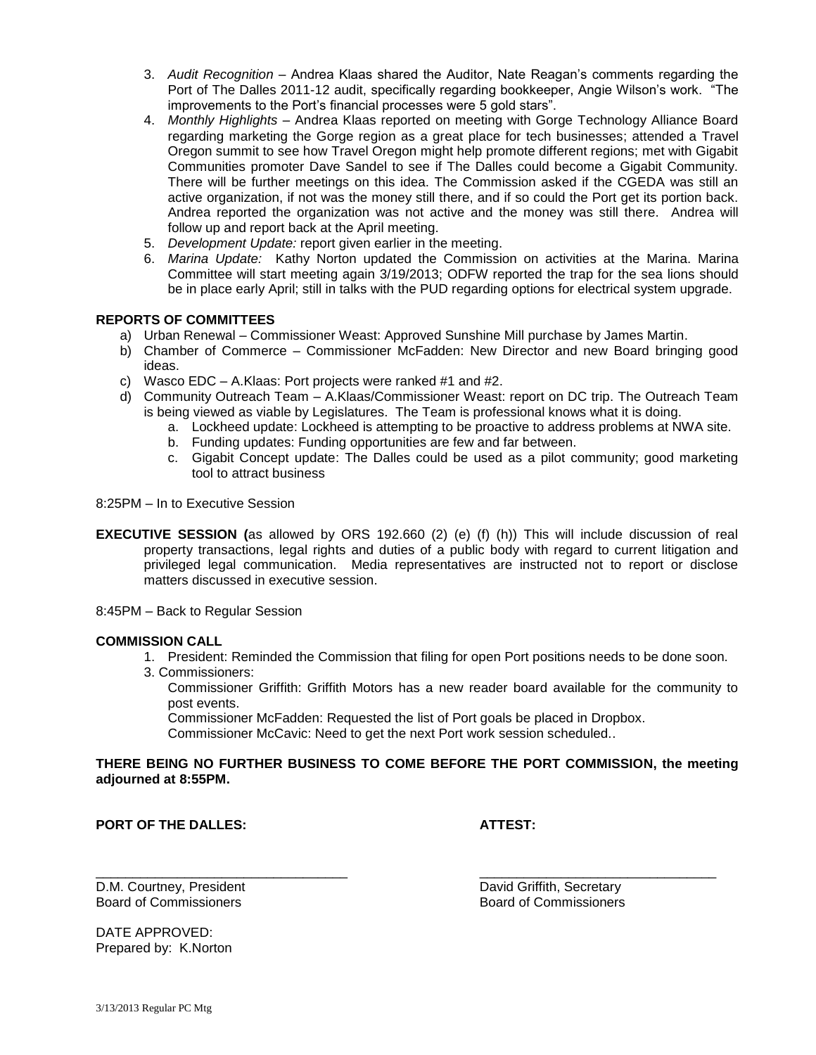3. *Audit Recognition* – Andrea Klaas shared the Auditor, Nate Reagan's comments regarding the Port of The Dalles 2011-12 audit, specifically regarding bookkeeper, Angie Wilson's work. "The improvements to the Port's financial processes were 5 gold stars".
4. *Monthly Highlights* – Andrea Klaas reported on meeting with Gorge Technology Alliance Board regarding marketing the Gorge region as a great place for tech businesses; attended a Travel Oregon summit to see how Travel Oregon might help promote different regions; met with Gigabit Communities promoter Dave Sandel to see if The Dalles could become a Gigabit Community. There will be further meetings on this idea. The Commission asked if the CGEDA was still an active organization, if not was the money still there, and if so could the Port get its portion back. Andrea reported the organization was not active and the money was still there. Andrea will follow up and report back at the April meeting.
5. *Development Update:* report given earlier in the meeting.
6. *Marina Update:* Kathy Norton updated the Commission on activities at the Marina. Marina Committee will start meeting again 3/19/2013; ODFW reported the trap for the sea lions should be in place early April; still in talks with the PUD regarding options for electrical system upgrade.

**REPORTS OF COMMITTEES**

a) Urban Renewal – Commissioner Weast: Approved Sunshine Mill purchase by James Martin.
b) Chamber of Commerce – Commissioner McFadden: New Director and new Board bringing good ideas.
c) Wasco EDC – A.Klaas: Port projects were ranked #1 and #2.
d) Community Outreach Team – A.Klaas/Commissioner Weast: report on DC trip. The Outreach Team is being viewed as viable by Legislatures. The Team is professional knows what it is doing.
   a. Lockheed update: Lockheed is attempting to be proactive to address problems at NWA site.
   b. Funding updates: Funding opportunities are few and far between.
   c. Gigabit Concept update: The Dalles could be used as a pilot community; good marketing tool to attract business

8:25PM – In to Executive Session

**EXECUTIVE SESSION (**as allowed by ORS 192.660 (2) (e) (f) (h)) This will include discussion of real property transactions, legal rights and duties of a public body with regard to current litigation and privileged legal communication. Media representatives are instructed not to report or disclose matters discussed in executive session.

8:45PM – Back to Regular Session

**COMMISSION CALL**

1. President: Reminded the Commission that filing for open Port positions needs to be done soon.
3. Commissioners:
   Commissioner Griffith: Griffith Motors has a new reader board available for the community to post events.
   Commissioner McFadden: Requested the list of Port goals be placed in Dropbox.
   Commissioner McCavic: Need to get the next Port work session scheduled..

**THERE BEING NO FURTHER BUSINESS TO COME BEFORE THE PORT COMMISSION, the meeting adjourned at 8:55PM.**

**PORT OF THE DALLES:** **ATTEST:**

\_\_\_\_\_\_\_\_\_\_\_\_\_\_\_\_\_\_\_\_\_\_\_\_\_\_\_\_\_\_\_\_\_\_\_
D.M. Courtney, President
Board of Commissioners

\_\_\_\_\_\_\_\_\_\_\_\_\_\_\_\_\_\_\_\_\_\_\_\_\_\_\_\_\_\_\_\_\_\_\_
David Griffith, Secretary
Board of Commissioners

DATE APPROVED:
Prepared by: K.Norton